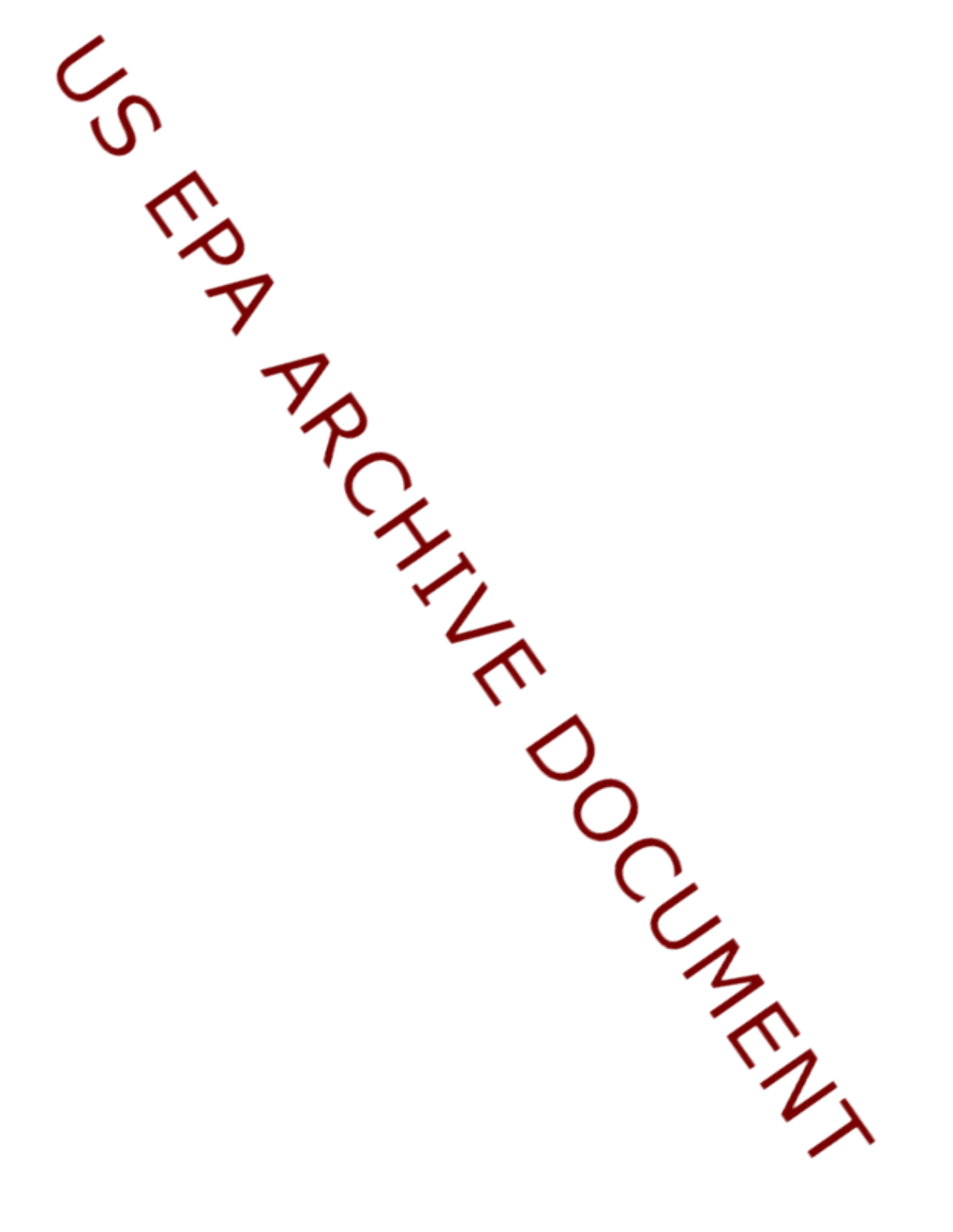US EPA ARCHIVE DOCUMENT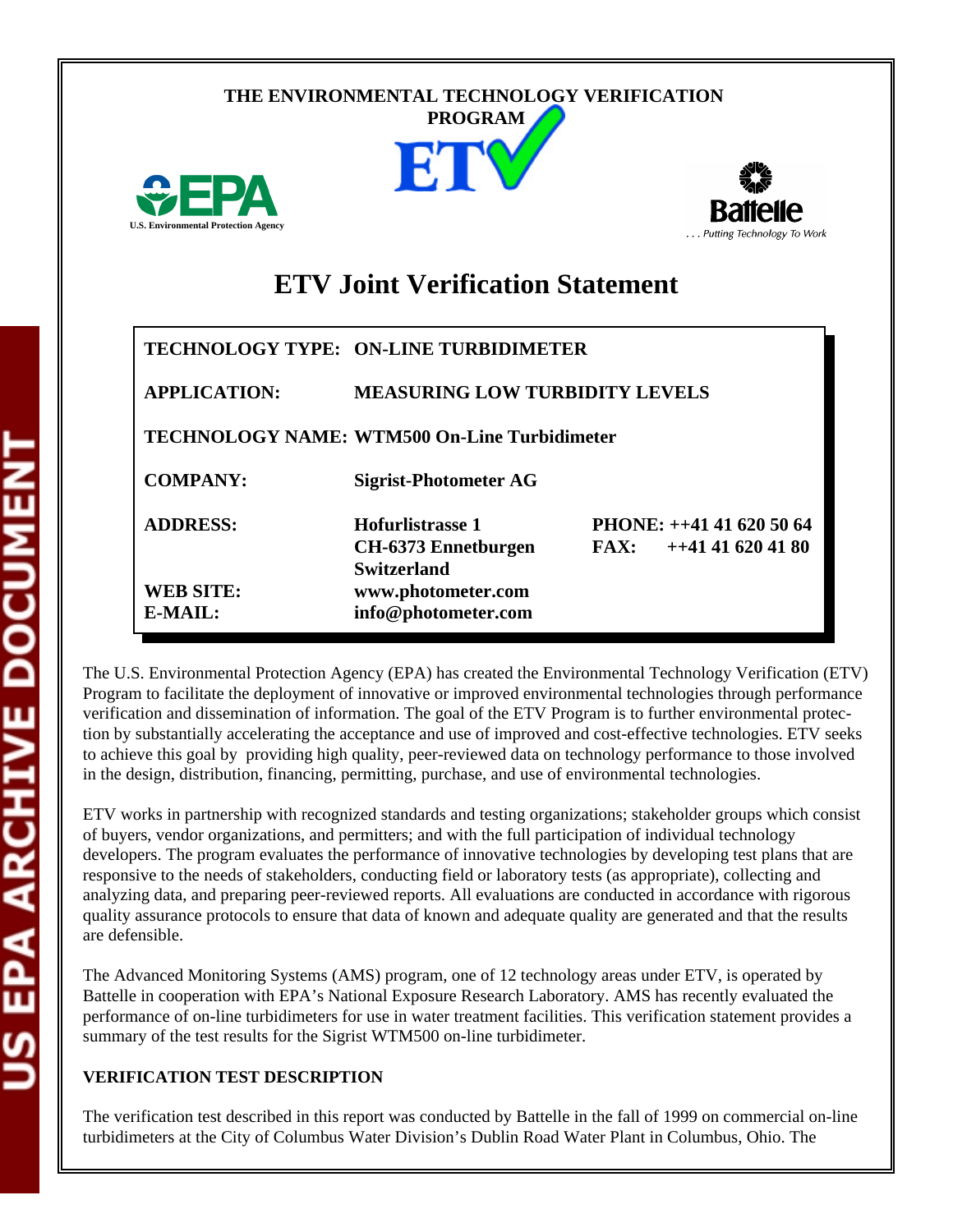THE ENVIRONMENTAL TECHNOLOGY VERIFICATION PROGRAM

# ETV Joint Verification Statement

| | | |
|---|---|---|
| **TECHNOLOGY TYPE:** | **ON-LINE TURBIDIMETER** | |
| **APPLICATION:** | **MEASURING LOW TURBIDITY LEVELS** | |
| **TECHNOLOGY NAME:** | **WTM500 On-Line Turbidimeter** | |
| **COMPANY:** | **Sigrist-Photometer AG** | |
| **ADDRESS:** | **Hofurlistrasse 1**<br>**CH-6373 Ennetburgen**<br>**Switzerland** | **PHONE: ++41 41 620 50 64**<br>**FAX: ++41 41 620 41 80** |
| **WEB SITE:** | **www.photometer.com** | |
| **E-MAIL:** | **info@photometer.com** | |

The U.S. Environmental Protection Agency (EPA) has created the Environmental Technology Verification (ETV) Program to facilitate the deployment of innovative or improved environmental technologies through performance verification and dissemination of information. The goal of the ETV Program is to further environmental protection by substantially accelerating the acceptance and use of improved and cost-effective technologies. ETV seeks to achieve this goal by providing high quality, peer-reviewed data on technology performance to those involved in the design, distribution, financing, permitting, purchase, and use of environmental technologies.

ETV works in partnership with recognized standards and testing organizations; stakeholder groups which consist of buyers, vendor organizations, and permitters; and with the full participation of individual technology developers. The program evaluates the performance of innovative technologies by developing test plans that are responsive to the needs of stakeholders, conducting field or laboratory tests (as appropriate), collecting and analyzing data, and preparing peer-reviewed reports. All evaluations are conducted in accordance with rigorous quality assurance protocols to ensure that data of known and adequate quality are generated and that the results are defensible.

The Advanced Monitoring Systems (AMS) program, one of 12 technology areas under ETV, is operated by Battelle in cooperation with EPA's National Exposure Research Laboratory. AMS has recently evaluated the performance of on-line turbidimeters for use in water treatment facilities. This verification statement provides a summary of the test results for the Sigrist WTM500 on-line turbidimeter.

## VERIFICATION TEST DESCRIPTION

The verification test described in this report was conducted by Battelle in the fall of 1999 on commercial on-line turbidimeters at the City of Columbus Water Division's Dublin Road Water Plant in Columbus, Ohio. The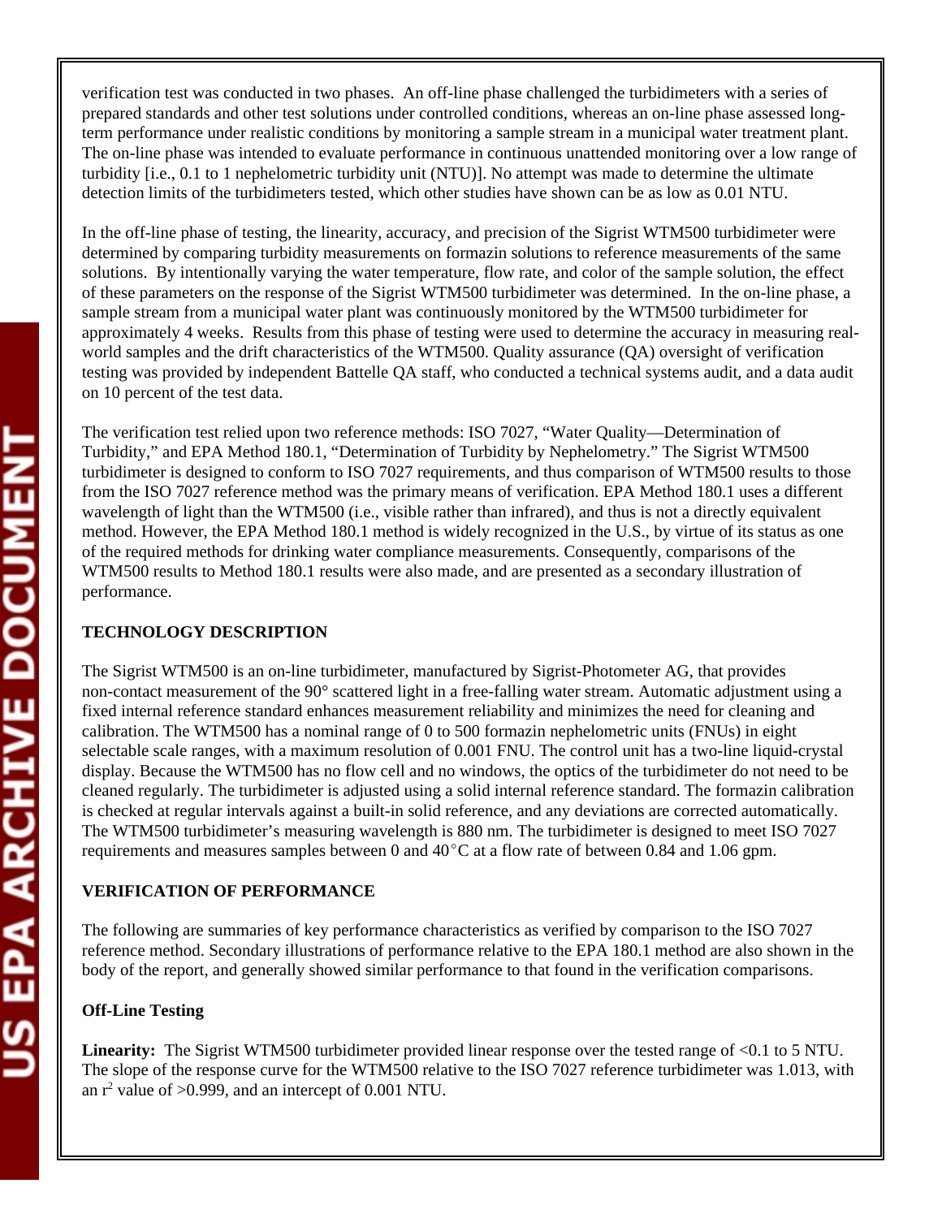verification test was conducted in two phases. An off-line phase challenged the turbidimeters with a series of prepared standards and other test solutions under controlled conditions, whereas an on-line phase assessed long-term performance under realistic conditions by monitoring a sample stream in a municipal water treatment plant. The on-line phase was intended to evaluate performance in continuous unattended monitoring over a low range of turbidity [i.e., 0.1 to 1 nephelometric turbidity unit (NTU)]. No attempt was made to determine the ultimate detection limits of the turbidimeters tested, which other studies have shown can be as low as 0.01 NTU.

In the off-line phase of testing, the linearity, accuracy, and precision of the Sigrist WTM500 turbidimeter were determined by comparing turbidity measurements on formazin solutions to reference measurements of the same solutions. By intentionally varying the water temperature, flow rate, and color of the sample solution, the effect of these parameters on the response of the Sigrist WTM500 turbidimeter was determined. In the on-line phase, a sample stream from a municipal water plant was continuously monitored by the WTM500 turbidimeter for approximately 4 weeks. Results from this phase of testing were used to determine the accuracy in measuring real-world samples and the drift characteristics of the WTM500. Quality assurance (QA) oversight of verification testing was provided by independent Battelle QA staff, who conducted a technical systems audit, and a data audit on 10 percent of the test data.

The verification test relied upon two reference methods: ISO 7027, "Water Quality—Determination of Turbidity," and EPA Method 180.1, "Determination of Turbidity by Nephelometry." The Sigrist WTM500 turbidimeter is designed to conform to ISO 7027 requirements, and thus comparison of WTM500 results to those from the ISO 7027 reference method was the primary means of verification. EPA Method 180.1 uses a different wavelength of light than the WTM500 (i.e., visible rather than infrared), and thus is not a directly equivalent method. However, the EPA Method 180.1 method is widely recognized in the U.S., by virtue of its status as one of the required methods for drinking water compliance measurements. Consequently, comparisons of the WTM500 results to Method 180.1 results were also made, and are presented as a secondary illustration of performance.

**TECHNOLOGY DESCRIPTION**

The Sigrist WTM500 is an on-line turbidimeter, manufactured by Sigrist-Photometer AG, that provides non-contact measurement of the 90° scattered light in a free-falling water stream. Automatic adjustment using a fixed internal reference standard enhances measurement reliability and minimizes the need for cleaning and calibration. The WTM500 has a nominal range of 0 to 500 formazin nephelometric units (FNUs) in eight selectable scale ranges, with a maximum resolution of 0.001 FNU. The control unit has a two-line liquid-crystal display. Because the WTM500 has no flow cell and no windows, the optics of the turbidimeter do not need to be cleaned regularly. The turbidimeter is adjusted using a solid internal reference standard. The formazin calibration is checked at regular intervals against a built-in solid reference, and any deviations are corrected automatically. The WTM500 turbidimeter's measuring wavelength is 880 nm. The turbidimeter is designed to meet ISO 7027 requirements and measures samples between 0 and 40°C at a flow rate of between 0.84 and 1.06 gpm.

**VERIFICATION OF PERFORMANCE**

The following are summaries of key performance characteristics as verified by comparison to the ISO 7027 reference method. Secondary illustrations of performance relative to the EPA 180.1 method are also shown in the body of the report, and generally showed similar performance to that found in the verification comparisons.

**Off-Line Testing**

**Linearity:** The Sigrist WTM500 turbidimeter provided linear response over the tested range of <0.1 to 5 NTU. The slope of the response curve for the WTM500 relative to the ISO 7027 reference turbidimeter was 1.013, with an $r^2$ value of >0.999, and an intercept of 0.001 NTU.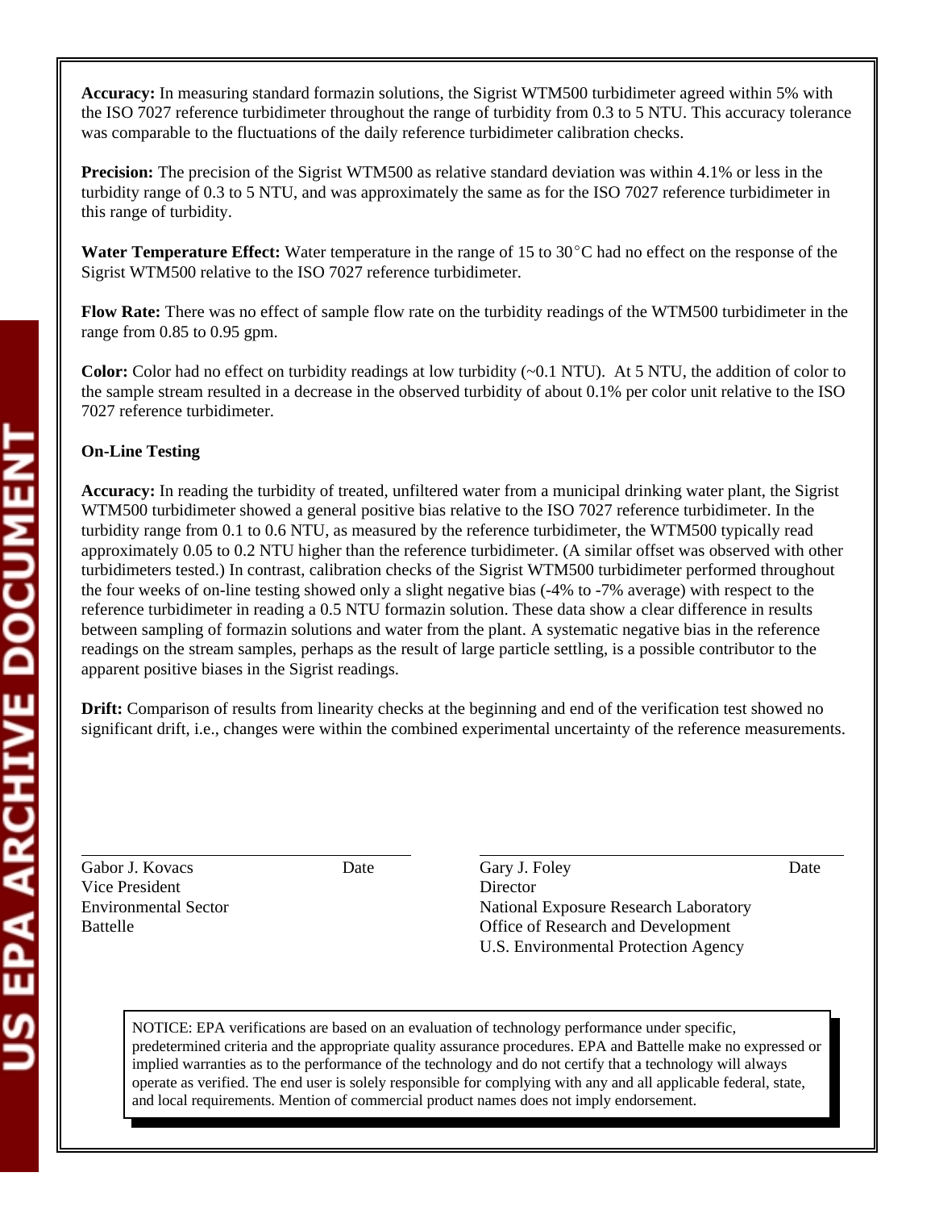**Accuracy:** In measuring standard formazin solutions, the Sigrist WTM500 turbidimeter agreed within 5% with the ISO 7027 reference turbidimeter throughout the range of turbidity from 0.3 to 5 NTU. This accuracy tolerance was comparable to the fluctuations of the daily reference turbidimeter calibration checks.

**Precision:** The precision of the Sigrist WTM500 as relative standard deviation was within 4.1% or less in the turbidity range of 0.3 to 5 NTU, and was approximately the same as for the ISO 7027 reference turbidimeter in this range of turbidity.

**Water Temperature Effect:** Water temperature in the range of 15 to 30°C had no effect on the response of the Sigrist WTM500 relative to the ISO 7027 reference turbidimeter.

**Flow Rate:** There was no effect of sample flow rate on the turbidity readings of the WTM500 turbidimeter in the range from 0.85 to 0.95 gpm.

**Color:** Color had no effect on turbidity readings at low turbidity (~0.1 NTU). At 5 NTU, the addition of color to the sample stream resulted in a decrease in the observed turbidity of about 0.1% per color unit relative to the ISO 7027 reference turbidimeter.

**On-Line Testing**

**Accuracy:** In reading the turbidity of treated, unfiltered water from a municipal drinking water plant, the Sigrist WTM500 turbidimeter showed a general positive bias relative to the ISO 7027 reference turbidimeter. In the turbidity range from 0.1 to 0.6 NTU, as measured by the reference turbidimeter, the WTM500 typically read approximately 0.05 to 0.2 NTU higher than the reference turbidimeter. (A similar offset was observed with other turbidimeters tested.) In contrast, calibration checks of the Sigrist WTM500 turbidimeter performed throughout the four weeks of on-line testing showed only a slight negative bias (-4% to -7% average) with respect to the reference turbidimeter in reading a 0.5 NTU formazin solution. These data show a clear difference in results between sampling of formazin solutions and water from the plant. A systematic negative bias in the reference readings on the stream samples, perhaps as the result of large particle settling, is a possible contributor to the apparent positive biases in the Sigrist readings.

**Drift:** Comparison of results from linearity checks at the beginning and end of the verification test showed no significant drift, i.e., changes were within the combined experimental uncertainty of the reference measurements.

Gabor J. Kovacs — Date
Vice President
Environmental Sector
Battelle

Gary J. Foley — Date
Director
National Exposure Research Laboratory
Office of Research and Development
U.S. Environmental Protection Agency

NOTICE: EPA verifications are based on an evaluation of technology performance under specific, predetermined criteria and the appropriate quality assurance procedures. EPA and Battelle make no expressed or implied warranties as to the performance of the technology and do not certify that a technology will always operate as verified. The end user is solely responsible for complying with any and all applicable federal, state, and local requirements. Mention of commercial product names does not imply endorsement.